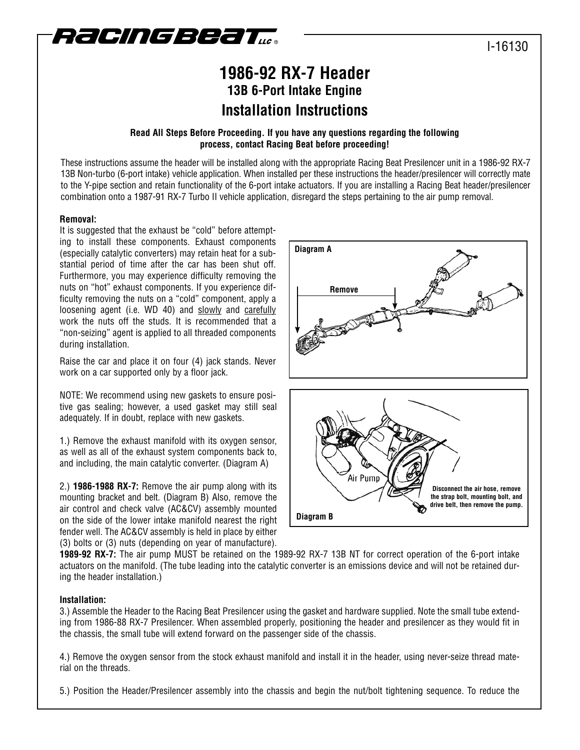RACINGBEAT LLC ®

I-16130

# 1986-92 RX-7 Header

## 13B 6-Port Intake Engine

## Installation Instructions

**Read All Steps Before Proceeding. If you have any questions regarding the following process, contact Racing Beat before proceeding!**

These instructions assume the header will be installed along with the appropriate Racing Beat Presilencer unit in a 1986-92 RX-7 13B Non-turbo (6-port intake) vehicle application. When installed per these instructions the header/presilencer will correctly mate to the Y-pipe section and retain functionality of the 6-port intake actuators. If you are installing a Racing Beat header/presilencer combination onto a 1987-91 RX-7 Turbo II vehicle application, disregard the steps pertaining to the air pump removal.

**Removal:**

It is suggested that the exhaust be "cold" before attempting to install these components. Exhaust components (especially catalytic converters) may retain heat for a substantial period of time after the car has been shut off. Furthermore, you may experience difficulty removing the nuts on "hot" exhaust components. If you experience difficulty removing the nuts on a "cold" component, apply a loosening agent (i.e. WD 40) and slowly and carefully work the nuts off the studs. It is recommended that a "non-seizing" agent is applied to all threaded components during installation.

Raise the car and place it on four (4) jack stands. Never work on a car supported only by a floor jack.

NOTE: We recommend using new gaskets to ensure positive gas sealing; however, a used gasket may still seal adequately. If in doubt, replace with new gaskets.

**Diagram A**

Remove

**Diagram B**

Air Pump

Disconnect the air hose, remove the strap bolt, mounting bolt, and drive belt, then remove the pump.

1.) Remove the exhaust manifold with its oxygen sensor, as well as all of the exhaust system components back to, and including, the main catalytic converter. (Diagram A)

2.) **1986-1988 RX-7:** Remove the air pump along with its mounting bracket and belt. (Diagram B) Also, remove the air control and check valve (AC&CV) assembly mounted on the side of the lower intake manifold nearest the right fender well. The AC&CV assembly is held in place by either (3) bolts or (3) nuts (depending on year of manufacture).

**1989-92 RX-7:** The air pump MUST be retained on the 1989-92 RX-7 13B NT for correct operation of the 6-port intake actuators on the manifold. (The tube leading into the catalytic converter is an emissions device and will not be retained during the header installation.)

**Installation:**

3.) Assemble the Header to the Racing Beat Presilencer using the gasket and hardware supplied. Note the small tube extending from 1986-88 RX-7 Presilencer. When assembled properly, positioning the header and presilencer as they would fit in the chassis, the small tube will extend forward on the passenger side of the chassis.

4.) Remove the oxygen sensor from the stock exhaust manifold and install it in the header, using never-seize thread material on the threads.

5.) Position the Header/Presilencer assembly into the chassis and begin the nut/bolt tightening sequence. To reduce the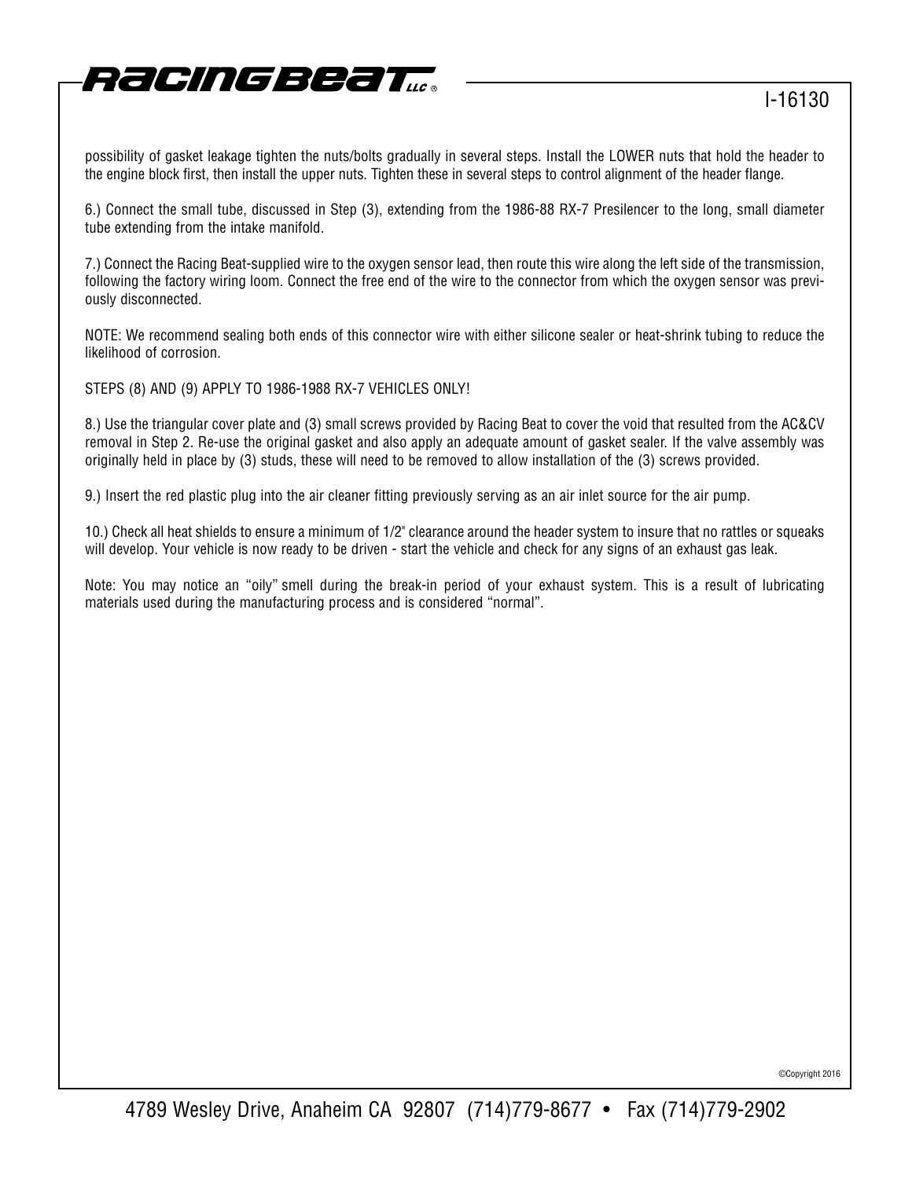possibility of gasket leakage tighten the nuts/bolts gradually in several steps. Install the LOWER nuts that hold the header to the engine block first, then install the upper nuts. Tighten these in several steps to control alignment of the header flange.

6.) Connect the small tube, discussed in Step (3), extending from the 1986-88 RX-7 Presilencer to the long, small diameter tube extending from the intake manifold.

7.) Connect the Racing Beat-supplied wire to the oxygen sensor lead, then route this wire along the left side of the transmission, following the factory wiring loom. Connect the free end of the wire to the connector from which the oxygen sensor was previously disconnected.

NOTE: We recommend sealing both ends of this connector wire with either silicone sealer or heat-shrink tubing to reduce the likelihood of corrosion.

STEPS (8) AND (9) APPLY TO 1986-1988 RX-7 VEHICLES ONLY!

8.) Use the triangular cover plate and (3) small screws provided by Racing Beat to cover the void that resulted from the AC&CV removal in Step 2. Re-use the original gasket and also apply an adequate amount of gasket sealer. If the valve assembly was originally held in place by (3) studs, these will need to be removed to allow installation of the (3) screws provided.

9.) Insert the red plastic plug into the air cleaner fitting previously serving as an air inlet source for the air pump.

10.) Check all heat shields to ensure a minimum of 1/2" clearance around the header system to insure that no rattles or squeaks will develop. Your vehicle is now ready to be driven - start the vehicle and check for any signs of an exhaust gas leak.

Note: You may notice an “oily” smell during the break-in period of your exhaust system. This is a result of lubricating materials used during the manufacturing process and is considered “normal”.

©Copyright 2016

4789 Wesley Drive, Anaheim CA 92807 (714)779-8677 • Fax (714)779-2902